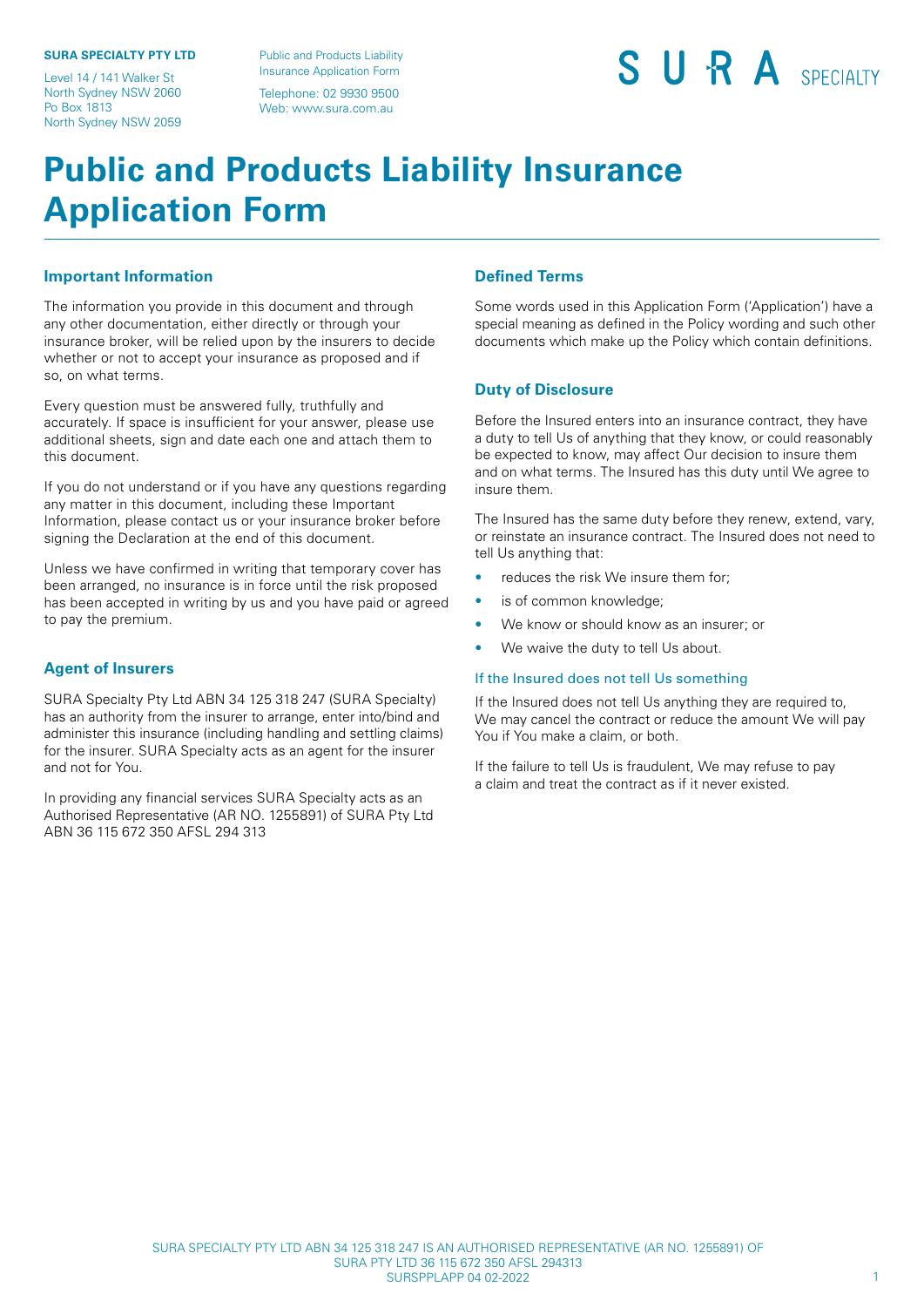**SURA SPECIALTY PTY LTD**

Level 14 / 141 Walker St
North Sydney NSW 2060
Po Box 1813
North Sydney NSW 2059

Public and Products Liability Insurance Application Form

Telephone: 02 9930 9500
Web: www.sura.com.au

SURA SPECIALTY

# Public and Products Liability Insurance Application Form

## Important Information

The information you provide in this document and through any other documentation, either directly or through your insurance broker, will be relied upon by the insurers to decide whether or not to accept your insurance as proposed and if so, on what terms.

Every question must be answered fully, truthfully and accurately. If space is insufficient for your answer, please use additional sheets, sign and date each one and attach them to this document.

If you do not understand or if you have any questions regarding any matter in this document, including these Important Information, please contact us or your insurance broker before signing the Declaration at the end of this document.

Unless we have confirmed in writing that temporary cover has been arranged, no insurance is in force until the risk proposed has been accepted in writing by us and you have paid or agreed to pay the premium.

## Agent of Insurers

SURA Specialty Pty Ltd ABN 34 125 318 247 (SURA Specialty) has an authority from the insurer to arrange, enter into/bind and administer this insurance (including handling and settling claims) for the insurer. SURA Specialty acts as an agent for the insurer and not for You.

In providing any financial services SURA Specialty acts as an Authorised Representative (AR NO. 1255891) of SURA Pty Ltd ABN 36 115 672 350 AFSL 294 313

## Defined Terms

Some words used in this Application Form ('Application') have a special meaning as defined in the Policy wording and such other documents which make up the Policy which contain definitions.

## Duty of Disclosure

Before the Insured enters into an insurance contract, they have a duty to tell Us of anything that they know, or could reasonably be expected to know, may affect Our decision to insure them and on what terms. The Insured has this duty until We agree to insure them.

The Insured has the same duty before they renew, extend, vary, or reinstate an insurance contract. The Insured does not need to tell Us anything that:

- reduces the risk We insure them for;
- is of common knowledge;
- We know or should know as an insurer; or
- We waive the duty to tell Us about.

### If the Insured does not tell Us something

If the Insured does not tell Us anything they are required to, We may cancel the contract or reduce the amount We will pay You if You make a claim, or both.

If the failure to tell Us is fraudulent, We may refuse to pay a claim and treat the contract as if it never existed.

SURA SPECIALTY PTY LTD ABN 34 125 318 247 IS AN AUTHORISED REPRESENTATIVE (AR NO. 1255891) OF SURA PTY LTD 36 115 672 350 AFSL 294313
SURSPPLAPP 04 02-2022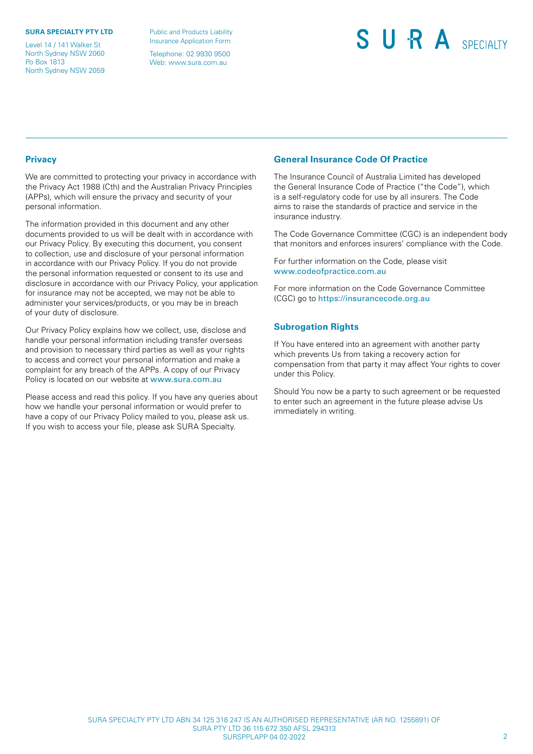**SURA SPECIALTY PTY LTD**

Level 14 / 141 Walker St
North Sydney NSW 2060
Po Box 1813
North Sydney NSW 2059

Public and Products Liability Insurance Application Form

Telephone: 02 9930 9500
Web: www.sura.com.au

## Privacy

We are committed to protecting your privacy in accordance with the Privacy Act 1988 (Cth) and the Australian Privacy Principles (APPs), which will ensure the privacy and security of your personal information.

The information provided in this document and any other documents provided to us will be dealt with in accordance with our Privacy Policy. By executing this document, you consent to collection, use and disclosure of your personal information in accordance with our Privacy Policy. If you do not provide the personal information requested or consent to its use and disclosure in accordance with our Privacy Policy, your application for insurance may not be accepted, we may not be able to administer your services/products, or you may be in breach of your duty of disclosure.

Our Privacy Policy explains how we collect, use, disclose and handle your personal information including transfer overseas and provision to necessary third parties as well as your rights to access and correct your personal information and make a complaint for any breach of the APPs. A copy of our Privacy Policy is located on our website at www.sura.com.au

Please access and read this policy. If you have any queries about how we handle your personal information or would prefer to have a copy of our Privacy Policy mailed to you, please ask us. If you wish to access your file, please ask SURA Specialty.

## General Insurance Code Of Practice

The Insurance Council of Australia Limited has developed the General Insurance Code of Practice ("the Code"), which is a self-regulatory code for use by all insurers. The Code aims to raise the standards of practice and service in the insurance industry.

The Code Governance Committee (CGC) is an independent body that monitors and enforces insurers' compliance with the Code.

For further information on the Code, please visit www.codeofpractice.com.au

For more information on the Code Governance Committee (CGC) go to https://insurancecode.org.au

## Subrogation Rights

If You have entered into an agreement with another party which prevents Us from taking a recovery action for compensation from that party it may affect Your rights to cover under this Policy.

Should You now be a party to such agreement or be requested to enter such an agreement in the future please advise Us immediately in writing.

SURA SPECIALTY PTY LTD ABN 34 125 318 247 IS AN AUTHORISED REPRESENTATIVE (AR NO. 1255891) OF SURA PTY LTD 36 115 672 350 AFSL 294313
SURSPPLAPP 04 02-2022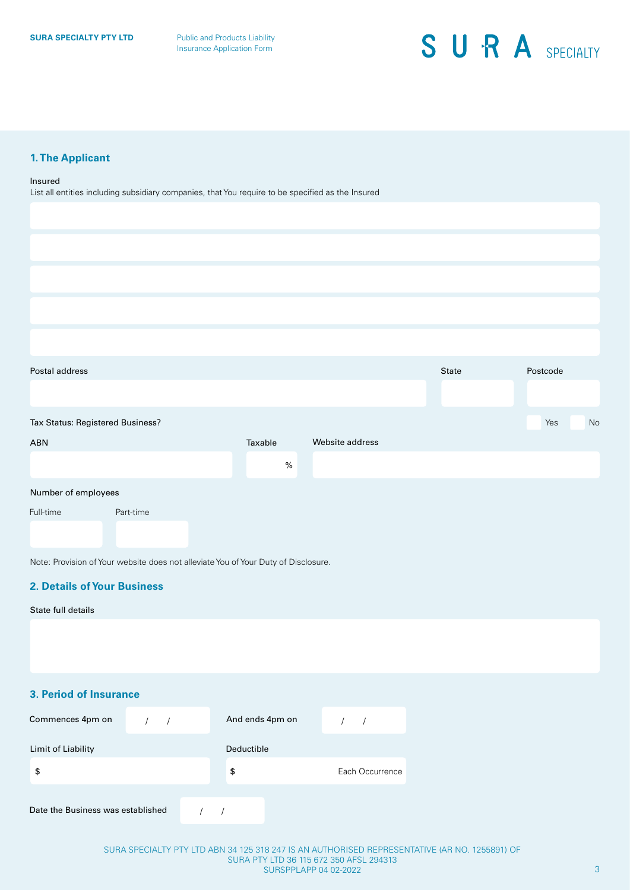## 1. The Applicant

Insured

List all entities including subsidiary companies, that You require to be specified as the Insured

Postal address

State

Postcode

Tax Status: Registered Business? Yes No

ABN

Taxable %

Website address

Number of employees

Full-time

Part-time

Note: Provision of Your website does not alleviate You of Your Duty of Disclosure.

## 2. Details of Your Business

State full details

## 3. Period of Insurance

Commences 4pm on / /

And ends 4pm on / /

Limit of Liability

$

Deductible

$ Each Occurrence

Date the Business was established / /

SURA SPECIALTY PTY LTD ABN 34 125 318 247 IS AN AUTHORISED REPRESENTATIVE (AR NO. 1255891) OF SURA PTY LTD 36 115 672 350 AFSL 294313

SURSPPLAPP 04 02-2022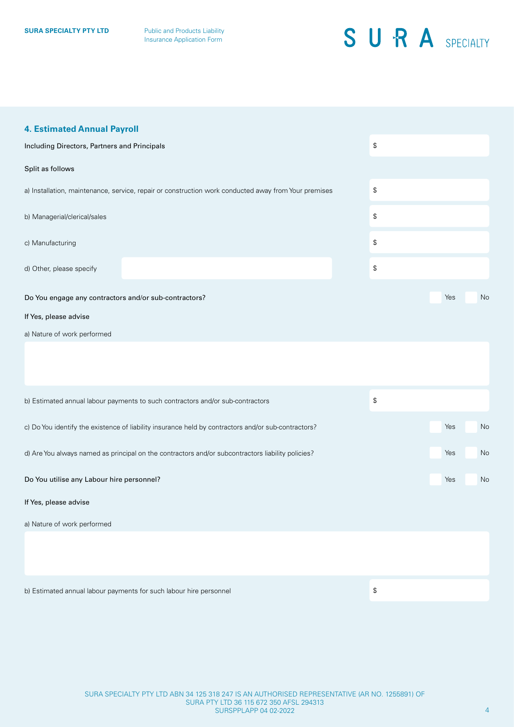## 4. Estimated Annual Payroll

Including Directors, Partners and Principals $

Split as follows

a) Installation, maintenance, service, repair or construction work conducted away from Your premises $

b) Managerial/clerical/sales $

c) Manufacturing $

d) Other, please specify $

Do You engage any contractors and/or sub-contractors? Yes No

If Yes, please advise

a) Nature of work performed

b) Estimated annual labour payments to such contractors and/or sub-contractors $

c) Do You identify the existence of liability insurance held by contractors and/or sub-contractors? Yes No

d) Are You always named as principal on the contractors and/or subcontractors liability policies? Yes No

Do You utilise any Labour hire personnel? Yes No

If Yes, please advise

a) Nature of work performed

b) Estimated annual labour payments for such labour hire personnel $

SURA SPECIALTY PTY LTD ABN 34 125 318 247 IS AN AUTHORISED REPRESENTATIVE (AR NO. 1255891) OF SURA PTY LTD 36 115 672 350 AFSL 294313
SURSPPLAPP 04 02-2022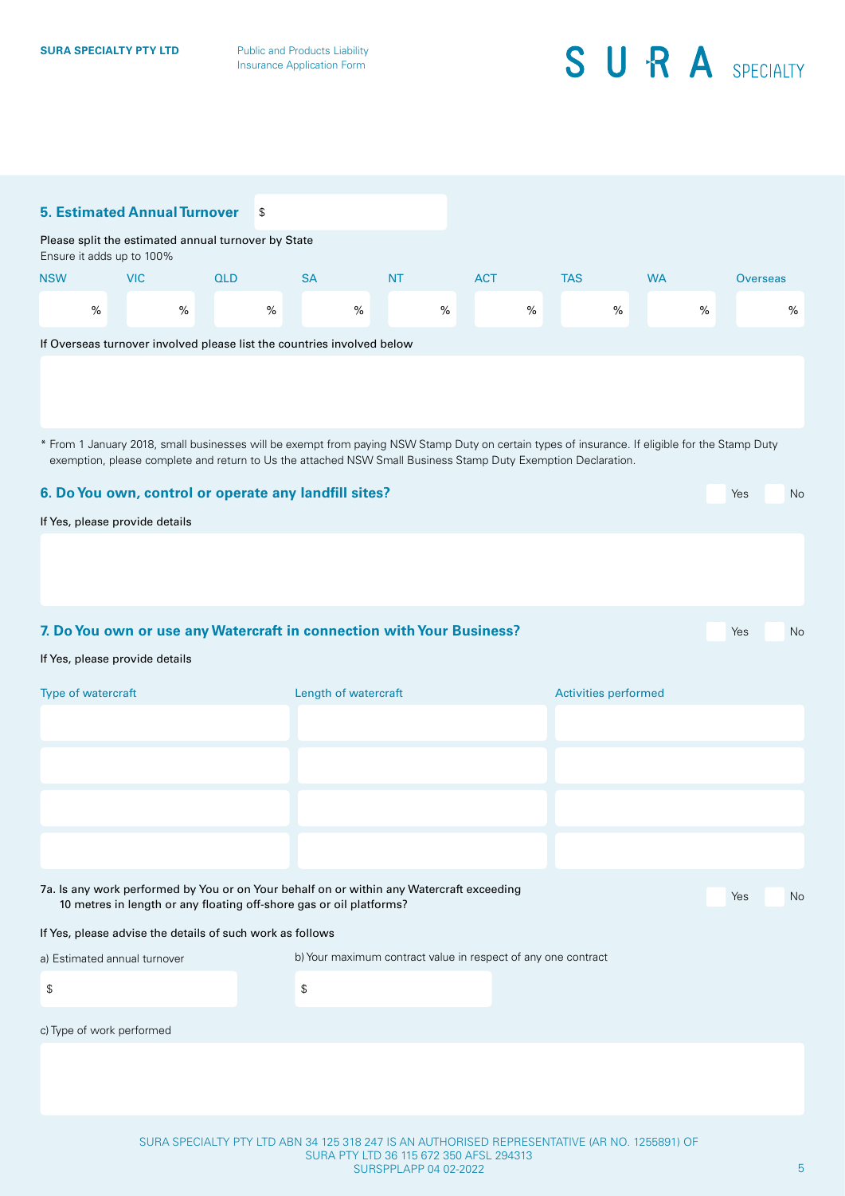## 5. Estimated Annual Turnover $

Please split the estimated annual turnover by State
Ensure it adds up to 100%

| NSW | VIC | QLD | SA | NT | ACT | TAS | WA | Overseas |
|---|---|---|---|---|---|---|---|---|
| % | % | % | % | % | % | % | % | % |

If Overseas turnover involved please list the countries involved below

* From 1 January 2018, small businesses will be exempt from paying NSW Stamp Duty on certain types of insurance. If eligible for the Stamp Duty exemption, please complete and return to Us the attached NSW Small Business Stamp Duty Exemption Declaration.

## 6. Do You own, control or operate any landfill sites?

Yes No

If Yes, please provide details

## 7. Do You own or use any Watercraft in connection with Your Business?

Yes No

If Yes, please provide details

| Type of watercraft | Length of watercraft | Activities performed |
|---|---|---|
| | | |
| | | |
| | | |
| | | |

7a. Is any work performed by You or on Your behalf on or within any Watercraft exceeding 10 metres in length or any floating off-shore gas or oil platforms?

Yes No

If Yes, please advise the details of such work as follows

a) Estimated annual turnover

$

b) Your maximum contract value in respect of any one contract

$

c) Type of work performed

SURA SPECIALTY PTY LTD ABN 34 125 318 247 IS AN AUTHORISED REPRESENTATIVE (AR NO. 1255891) OF SURA PTY LTD 36 115 672 350 AFSL 294313
SURSPPLAPP 04 02-2022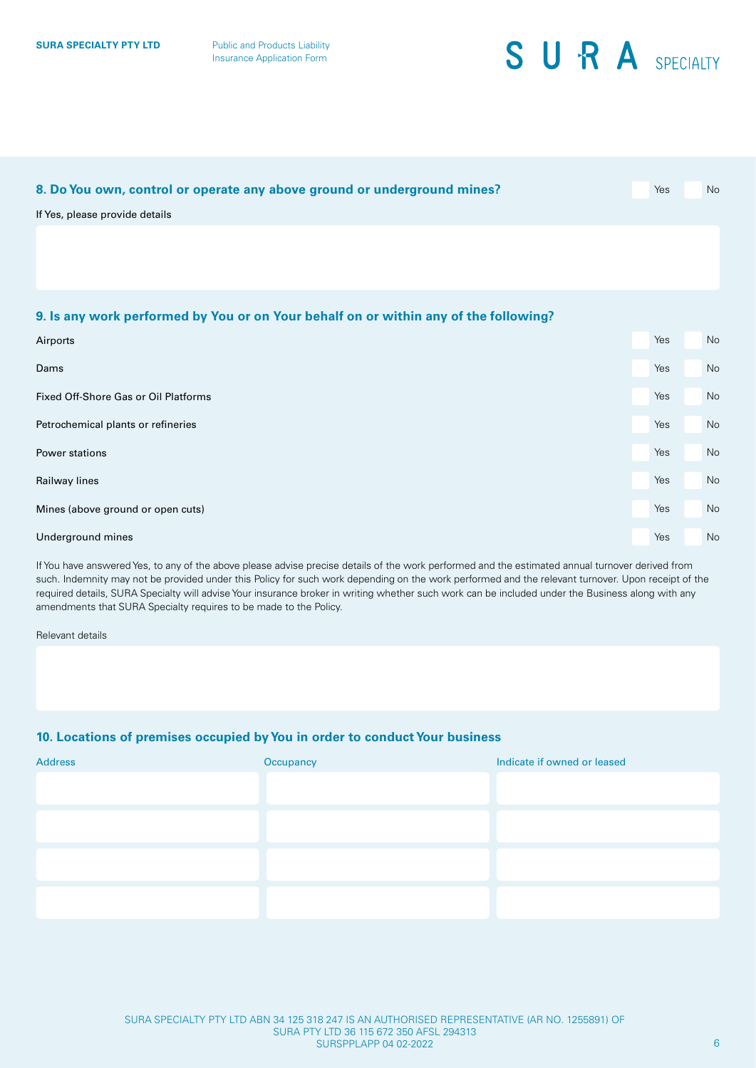## 8. Do You own, control or operate any above ground or underground mines?

☐ Yes ☐ No

If Yes, please provide details

## 9. Is any work performed by You or on Your behalf on or within any of the following?

| | Yes | No |
|---|---|---|
| Airports | ☐ Yes | ☐ No |
| Dams | ☐ Yes | ☐ No |
| Fixed Off-Shore Gas or Oil Platforms | ☐ Yes | ☐ No |
| Petrochemical plants or refineries | ☐ Yes | ☐ No |
| Power stations | ☐ Yes | ☐ No |
| Railway lines | ☐ Yes | ☐ No |
| Mines (above ground or open cuts) | ☐ Yes | ☐ No |
| Underground mines | ☐ Yes | ☐ No |

If You have answered Yes, to any of the above please advise precise details of the work performed and the estimated annual turnover derived from such. Indemnity may not be provided under this Policy for such work depending on the work performed and the relevant turnover. Upon receipt of the required details, SURA Specialty will advise Your insurance broker in writing whether such work can be included under the Business along with any amendments that SURA Specialty requires to be made to the Policy.

Relevant details

## 10. Locations of premises occupied by You in order to conduct Your business

| Address | Occupancy | Indicate if owned or leased |
|---|---|---|
| | | |
| | | |
| | | |
| | | |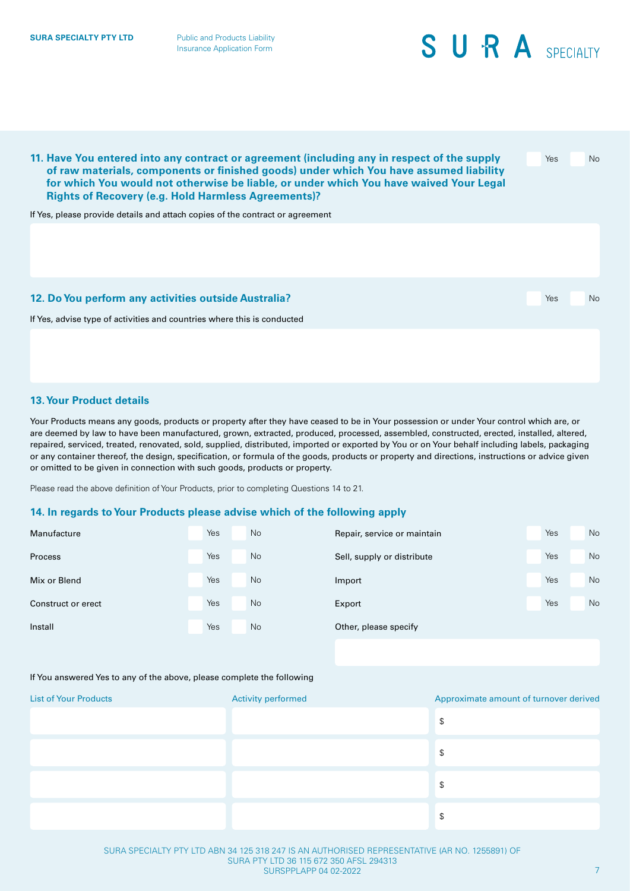**11. Have You entered into any contract or agreement (including any in respect of the supply of raw materials, components or finished goods) under which You have assumed liability for which You would not otherwise be liable, or under which You have waived Your Legal Rights of Recovery (e.g. Hold Harmless Agreements)?**

☐ Yes ☐ No

If Yes, please provide details and attach copies of the contract or agreement

**12. Do You perform any activities outside Australia?**

☐ Yes ☐ No

If Yes, advise type of activities and countries where this is conducted

## 13. Your Product details

Your Products means any goods, products or property after they have ceased to be in Your possession or under Your control which are, or are deemed by law to have been manufactured, grown, extracted, produced, processed, assembled, constructed, erected, installed, altered, repaired, serviced, treated, renovated, sold, supplied, distributed, imported or exported by You or on Your behalf including labels, packaging or any container thereof, the design, specification, or formula of the goods, products or property and directions, instructions or advice given or omitted to be given in connection with such goods, products or property.

Please read the above definition of Your Products, prior to completing Questions 14 to 21.

## 14. In regards to Your Products please advise which of the following apply

| | | | | | |
|---|---|---|---|---|---|
| Manufacture | ☐ Yes | ☐ No | Repair, service or maintain | ☐ Yes | ☐ No |
| Process | ☐ Yes | ☐ No | Sell, supply or distribute | ☐ Yes | ☐ No |
| Mix or Blend | ☐ Yes | ☐ No | Import | ☐ Yes | ☐ No |
| Construct or erect | ☐ Yes | ☐ No | Export | ☐ Yes | ☐ No |
| Install | ☐ Yes | ☐ No | Other, please specify | | |

If You answered Yes to any of the above, please complete the following

| List of Your Products | Activity performed | Approximate amount of turnover derived |
|---|---|---|
| | | $ |
| | | $ |
| | | $ |
| | | $ |

SURA SPECIALTY PTY LTD ABN 34 125 318 247 IS AN AUTHORISED REPRESENTATIVE (AR NO. 1255891) OF SURA PTY LTD 36 115 672 350 AFSL 294313
SURSPPLAPP 04 02-2022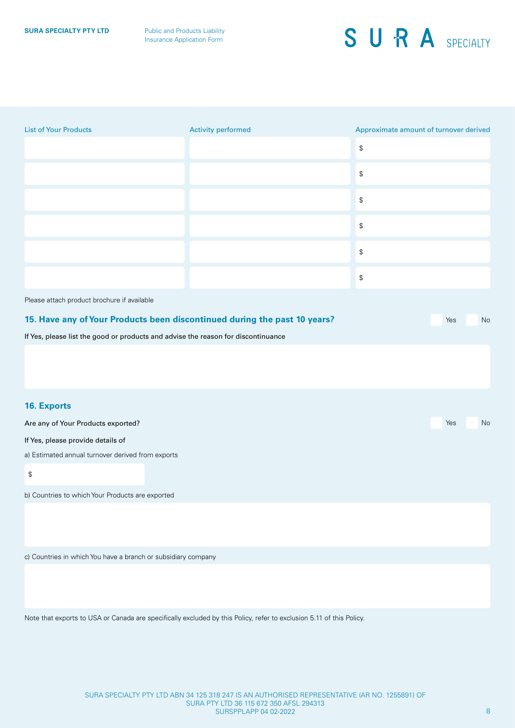| List of Your Products | Activity performed | Approximate amount of turnover derived |
|---|---|---|
| | | $ |
| | | $ |
| | | $ |
| | | $ |
| | | $ |
| | | $ |

Please attach product brochure if available

## 15. Have any of Your Products been discontinued during the past 10 years?

Yes No

If Yes, please list the good or products and advise the reason for discontinuance

## 16. Exports

Are any of Your Products exported?

Yes No

If Yes, please provide details of

a) Estimated annual turnover derived from exports

$

b) Countries to which Your Products are exported

c) Countries in which You have a branch or subsidiary company

Note that exports to USA or Canada are specifically excluded by this Policy, refer to exclusion 5.11 of this Policy.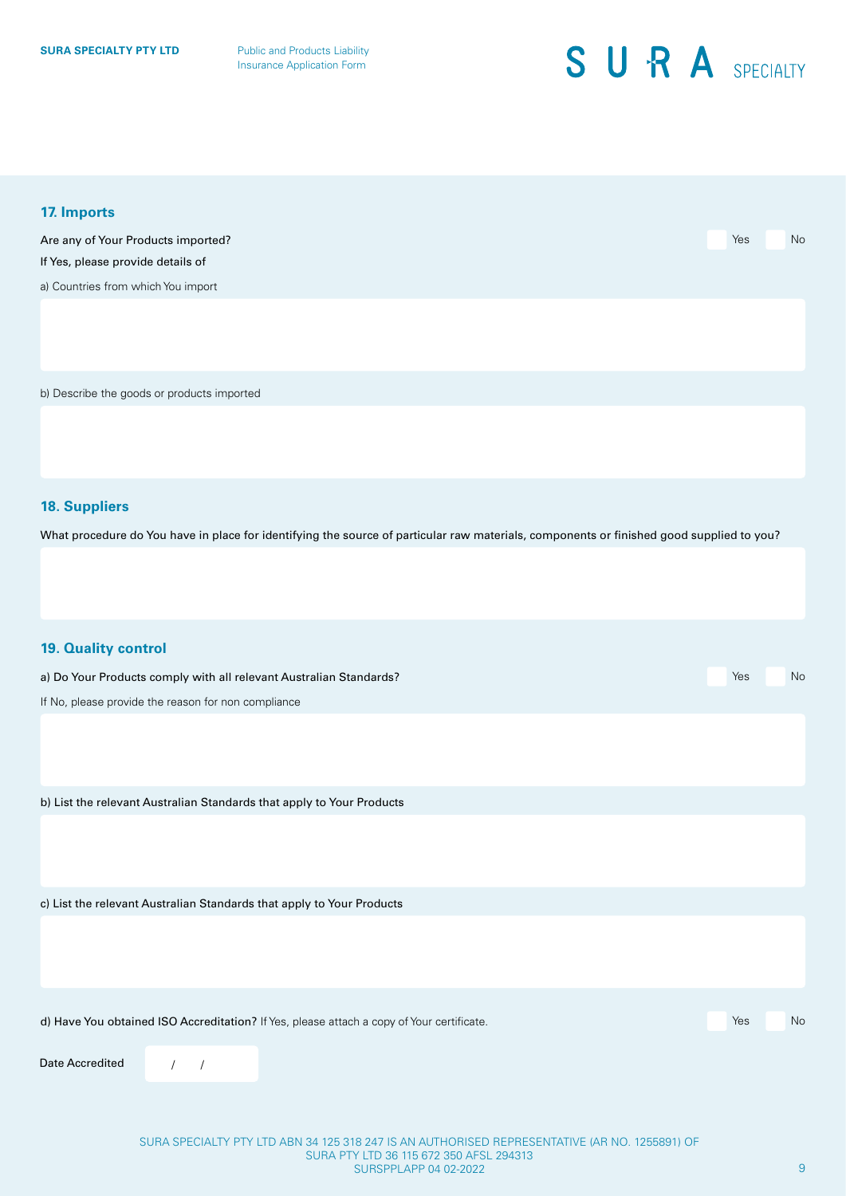## 17. Imports

Are any of Your Products imported? ☐ Yes ☐ No

If Yes, please provide details of

a) Countries from which You import

b) Describe the goods or products imported

## 18. Suppliers

What procedure do You have in place for identifying the source of particular raw materials, components or finished good supplied to you?

## 19. Quality control

a) Do Your Products comply with all relevant Australian Standards? ☐ Yes ☐ No

If No, please provide the reason for non compliance

b) List the relevant Australian Standards that apply to Your Products

c) List the relevant Australian Standards that apply to Your Products

d) Have You obtained ISO Accreditation? If Yes, please attach a copy of Your certificate. ☐ Yes ☐ No

Date Accredited &nbsp;&nbsp; / &nbsp;&nbsp; /

SURA SPECIALTY PTY LTD ABN 34 125 318 247 IS AN AUTHORISED REPRESENTATIVE (AR NO. 1255891) OF SURA PTY LTD 36 115 672 350 AFSL 294313
SURSPPLAPP 04 02-2022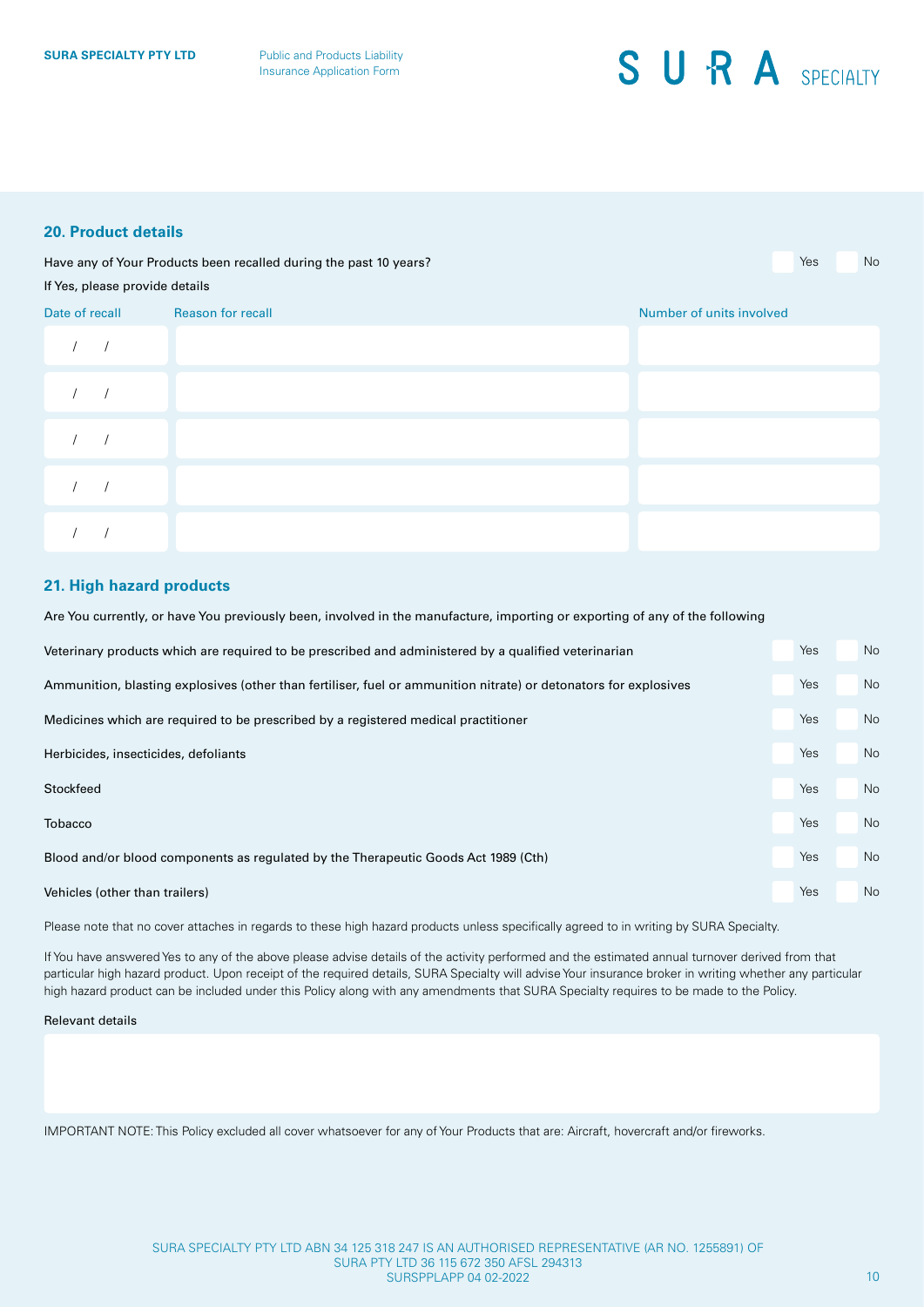## 20. Product details

Have any of Your Products been recalled during the past 10 years? ☐ Yes ☐ No

If Yes, please provide details

| Date of recall | Reason for recall | Number of units involved |
|---|---|---|
| / / | | |
| / / | | |
| / / | | |
| / / | | |
| / / | | |

## 21. High hazard products

Are You currently, or have You previously been, involved in the manufacture, importing or exporting of any of the following

| | | |
|---|---|---|
| Veterinary products which are required to be prescribed and administered by a qualified veterinarian | ☐ Yes | ☐ No |
| Ammunition, blasting explosives (other than fertiliser, fuel or ammunition nitrate) or detonators for explosives | ☐ Yes | ☐ No |
| Medicines which are required to be prescribed by a registered medical practitioner | ☐ Yes | ☐ No |
| Herbicides, insecticides, defoliants | ☐ Yes | ☐ No |
| Stockfeed | ☐ Yes | ☐ No |
| Tobacco | ☐ Yes | ☐ No |
| Blood and/or blood components as regulated by the Therapeutic Goods Act 1989 (Cth) | ☐ Yes | ☐ No |
| Vehicles (other than trailers) | ☐ Yes | ☐ No |

Please note that no cover attaches in regards to these high hazard products unless specifically agreed to in writing by SURA Specialty.

If You have answered Yes to any of the above please advise details of the activity performed and the estimated annual turnover derived from that particular high hazard product. Upon receipt of the required details, SURA Specialty will advise Your insurance broker in writing whether any particular high hazard product can be included under this Policy along with any amendments that SURA Specialty requires to be made to the Policy.

Relevant details

IMPORTANT NOTE: This Policy excluded all cover whatsoever for any of Your Products that are: Aircraft, hovercraft and/or fireworks.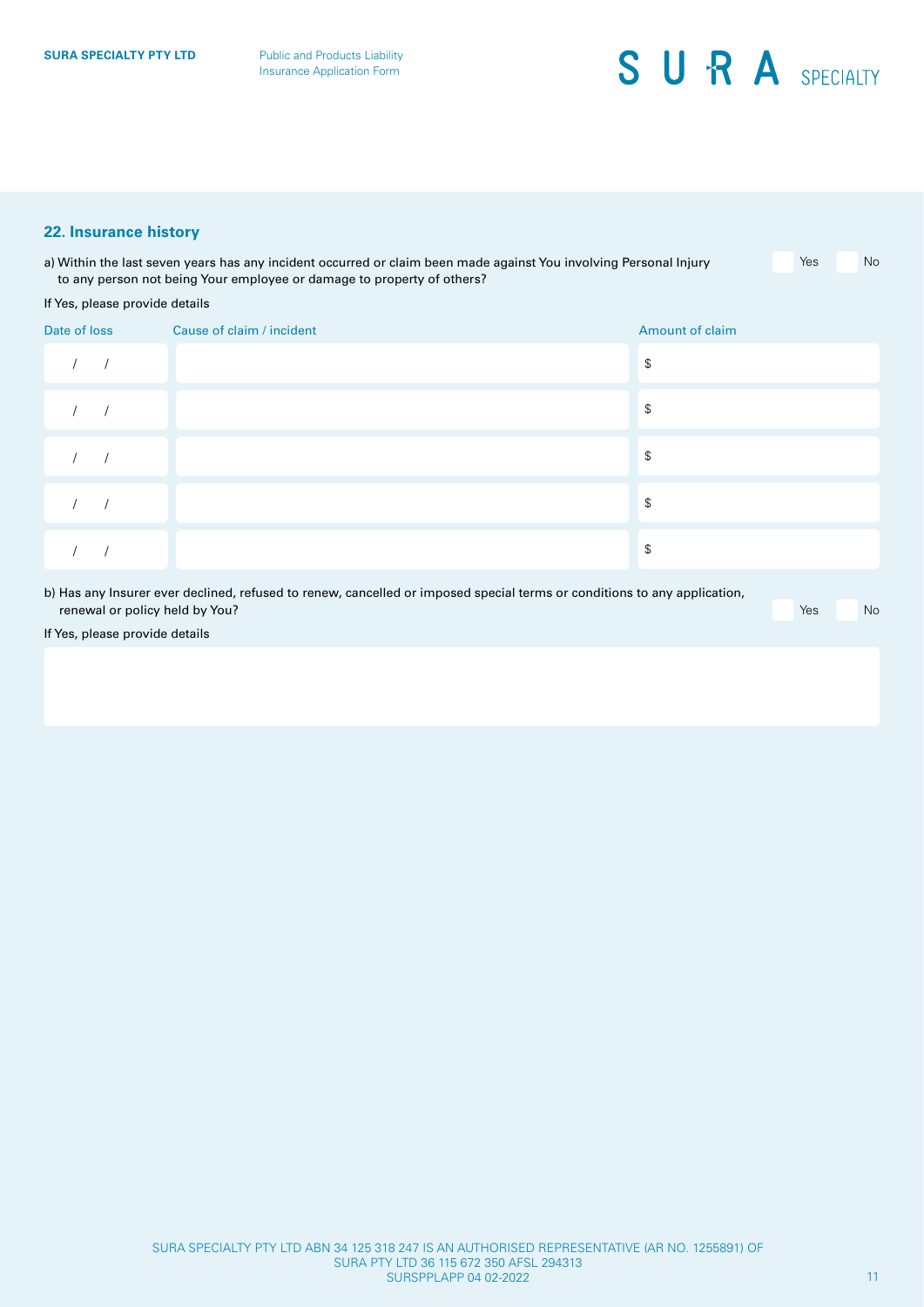## 22. Insurance history

a) Within the last seven years has any incident occurred or claim been made against You involving Personal Injury to any person not being Your employee or damage to property of others? ☐ Yes ☐ No

If Yes, please provide details

| Date of loss | Cause of claim / incident | Amount of claim |
|---|---|---|
| / / | | $ |
| / / | | $ |
| / / | | $ |
| / / | | $ |
| / / | | $ |

b) Has any Insurer ever declined, refused to renew, cancelled or imposed special terms or conditions to any application, renewal or policy held by You? ☐ Yes ☐ No

If Yes, please provide details

SURA SPECIALTY PTY LTD ABN 34 125 318 247 IS AN AUTHORISED REPRESENTATIVE (AR NO. 1255891) OF SURA PTY LTD 36 115 672 350 AFSL 294313
SURSPPLAPP 04 02-2022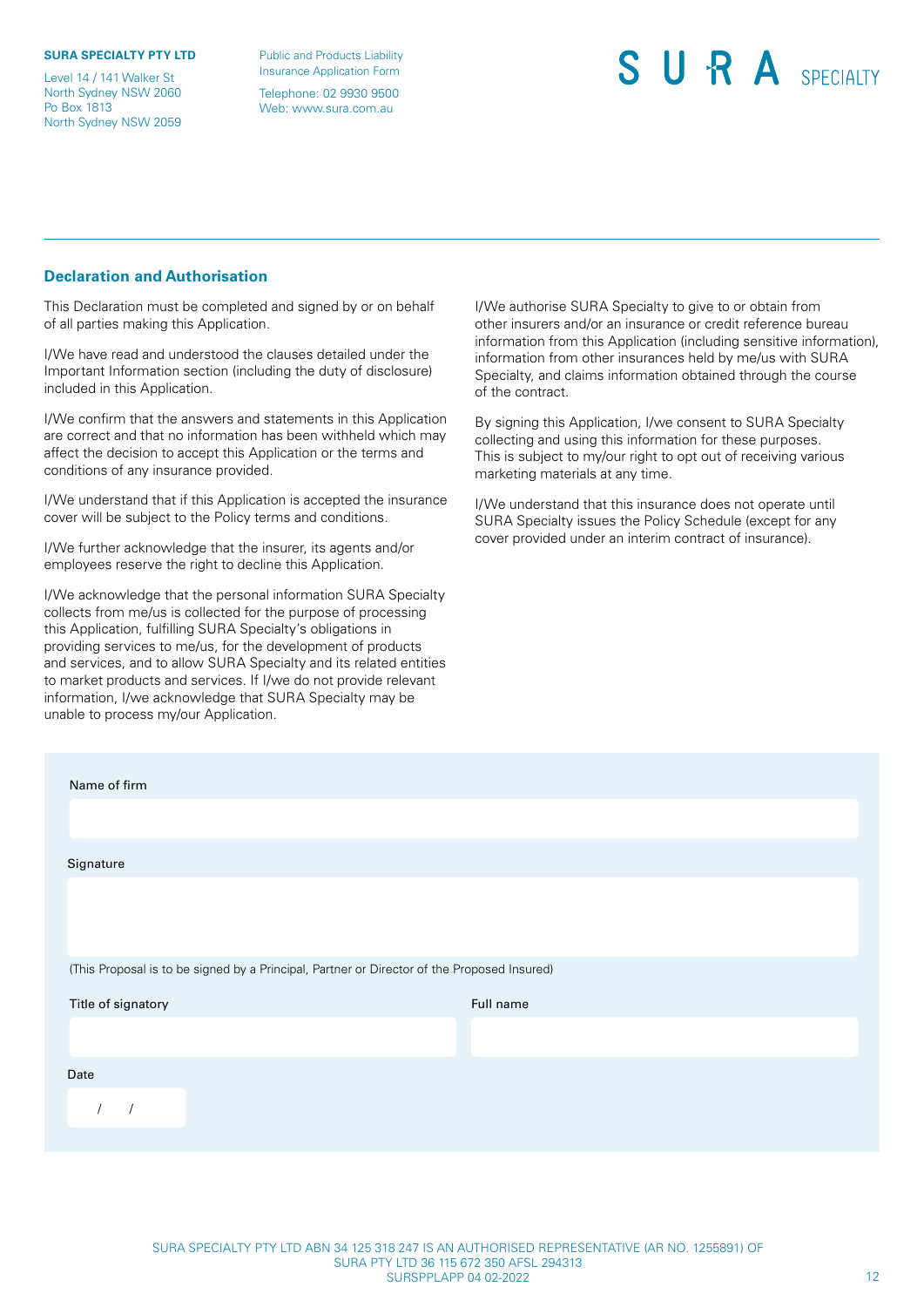**SURA SPECIALTY PTY LTD**

Level 14 / 141 Walker St
North Sydney NSW 2060
Po Box 1813
North Sydney NSW 2059

Public and Products Liability Insurance Application Form

Telephone: 02 9930 9500
Web: www.sura.com.au

SURA SPECIALTY

## Declaration and Authorisation

This Declaration must be completed and signed by or on behalf of all parties making this Application.

I/We have read and understood the clauses detailed under the Important Information section (including the duty of disclosure) included in this Application.

I/We confirm that the answers and statements in this Application are correct and that no information has been withheld which may affect the decision to accept this Application or the terms and conditions of any insurance provided.

I/We understand that if this Application is accepted the insurance cover will be subject to the Policy terms and conditions.

I/We further acknowledge that the insurer, its agents and/or employees reserve the right to decline this Application.

I/We acknowledge that the personal information SURA Specialty collects from me/us is collected for the purpose of processing this Application, fulfilling SURA Specialty's obligations in providing services to me/us, for the development of products and services, and to allow SURA Specialty and its related entities to market products and services. If I/we do not provide relevant information, I/we acknowledge that SURA Specialty may be unable to process my/our Application.

I/We authorise SURA Specialty to give to or obtain from other insurers and/or an insurance or credit reference bureau information from this Application (including sensitive information), information from other insurances held by me/us with SURA Specialty, and claims information obtained through the course of the contract.

By signing this Application, I/we consent to SURA Specialty collecting and using this information for these purposes. This is subject to my/our right to opt out of receiving various marketing materials at any time.

I/We understand that this insurance does not operate until SURA Specialty issues the Policy Schedule (except for any cover provided under an interim contract of insurance).

Name of firm

Signature

(This Proposal is to be signed by a Principal, Partner or Director of the Proposed Insured)

Title of signatory

Full name

Date

/ /

SURA SPECIALTY PTY LTD ABN 34 125 318 247 IS AN AUTHORISED REPRESENTATIVE (AR NO. 1255891) OF SURA PTY LTD 36 115 672 350 AFSL 294313
SURSPPLAPP 04 02-2022